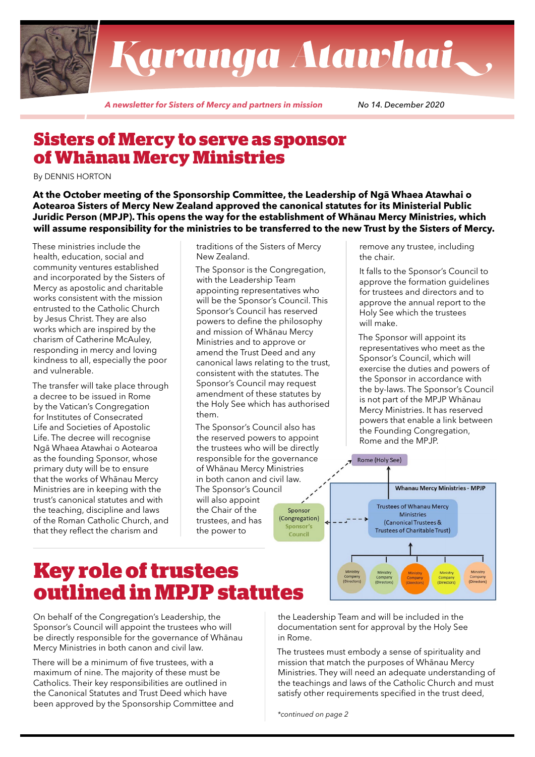# Karanga Atawhai

*A newsletter for Sisters of Mercy and partners in mission*

*No 14. December 2020*

## Sisters of Mercy to serve as sponsor of Whānau Mercy Ministries

By DENNIS HORTON

**At the October meeting of the Sponsorship Committee, the Leadership of Ngā Whaea Atawhai o Aotearoa Sisters of Mercy New Zealand approved the canonical statutes for its Ministerial Public Juridic Person (MPJP). This opens the way for the establishment of Whānau Mercy Ministries, which will assume responsibility for the ministries to be transferred to the new Trust by the Sisters of Mercy.**

These ministries include the health, education, social and community ventures established and incorporated by the Sisters of Mercy as apostolic and charitable works consistent with the mission entrusted to the Catholic Church by Jesus Christ. They are also works which are inspired by the charism of Catherine McAuley, responding in mercy and loving kindness to all, especially the poor and vulnerable.

The transfer will take place through a decree to be issued in Rome by the Vatican's Congregation for Institutes of Consecrated Life and Societies of Apostolic Life. The decree will recognise Ngā Whaea Atawhai o Aotearoa as the founding Sponsor, whose primary duty will be to ensure that the works of Whānau Mercy Ministries are in keeping with the trust's canonical statutes and with the teaching, discipline and laws of the Roman Catholic Church, and that they reflect the charism and traditions of the Sisters of Mercy New Zealand.

The Sponsor is the Congregation, with the Leadership Team appointing representatives who will be the Sponsor's Council. This Sponsor's Council has reserved powers to define the philosophy and mission of Whānau Mercy Ministries and to approve or amend the Trust Deed and any canonical laws relating to the trust, consistent with the statutes. The Sponsor's Council may request amendment of these statutes by the Holy See which has authorised them.

The Sponsor's Council also has the reserved powers to appoint the trustees who will be directly responsible for the governance of Whānau Mercy Ministries in both canon and civil law. The Sponsor's Council will also appoint the Chair of the trustees, and has the power to remove any trustee, including the chair.

It falls to the Sponsor's Council to approve the formation guidelines for trustees and directors and to approve the annual report to the Holy See which the trustees will make.

The Sponsor will appoint its representatives who meet as the Sponsor's Council, which will exercise the duties and powers of the Sponsor in accordance with the by-laws. The Sponsor's Council is not part of the MPJP Whānau Mercy Ministries. It has reserved powers that enable a link between the Founding Congregation, Rome and the MPJP.

Rome (Holy See)

Whanau Mercy Ministries - MPJP

Sponsor (Congregation) Sponsor's Council

Trustees of Whanau Mercy Ministries (Canonical Trustees & Trustees of Charitable Trust)

Ministry Company (Directors)

Ministry Company (Directors)

Ministry Company (Directors)

Ministry Company (Directors)

Ministry Company (Directors)

## Key role of trustees outlined in MPJP statutes

On behalf of the Congregation's Leadership, the Sponsor's Council will appoint the trustees who will be directly responsible for the governance of Whānau Mercy Ministries in both canon and civil law.

There will be a minimum of five trustees, with a maximum of nine. The majority of these must be Catholics. Their key responsibilities are outlined in the Canonical Statutes and Trust Deed which have been approved by the Sponsorship Committee and the Leadership Team and will be included in the documentation sent for approval by the Holy See in Rome.

The trustees must embody a sense of spirituality and mission that match the purposes of Whānau Mercy Ministries. They will need an adequate understanding of the teachings and laws of the Catholic Church and must satisfy other requirements specified in the trust deed,

*continued on page 2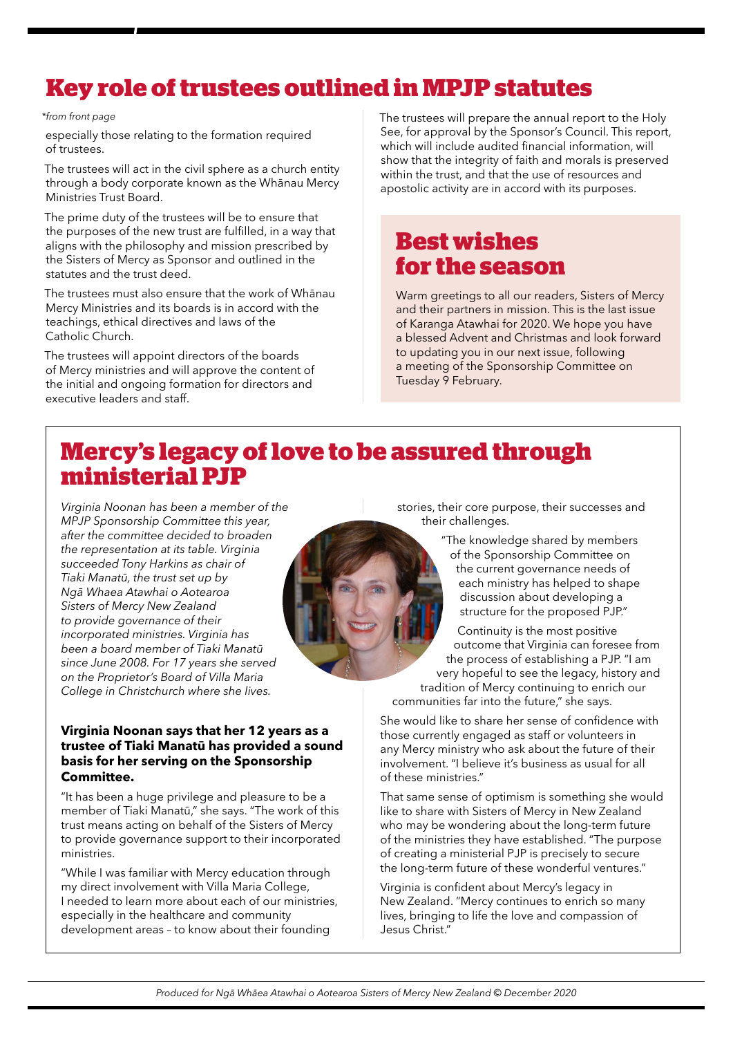# Key role of trustees outlined in MPJP statutes

*\*from front page*

especially those relating to the formation required of trustees.

The trustees will act in the civil sphere as a church entity through a body corporate known as the Whānau Mercy Ministries Trust Board.

The prime duty of the trustees will be to ensure that the purposes of the new trust are fulfilled, in a way that aligns with the philosophy and mission prescribed by the Sisters of Mercy as Sponsor and outlined in the statutes and the trust deed.

The trustees must also ensure that the work of Whānau Mercy Ministries and its boards is in accord with the teachings, ethical directives and laws of the Catholic Church.

The trustees will appoint directors of the boards of Mercy ministries and will approve the content of the initial and ongoing formation for directors and executive leaders and staff.

The trustees will prepare the annual report to the Holy See, for approval by the Sponsor's Council. This report, which will include audited financial information, will show that the integrity of faith and morals is preserved within the trust, and that the use of resources and apostolic activity are in accord with its purposes.

## Best wishes for the season

Warm greetings to all our readers, Sisters of Mercy and their partners in mission. This is the last issue of Karanga Atawhai for 2020. We hope you have a blessed Advent and Christmas and look forward to updating you in our next issue, following a meeting of the Sponsorship Committee on Tuesday 9 February.

# Mercy's legacy of love to be assured through ministerial PJP

*Virginia Noonan has been a member of the MPJP Sponsorship Committee this year, after the committee decided to broaden the representation at its table. Virginia succeeded Tony Harkins as chair of Tiaki Manatū, the trust set up by Ngā Whaea Atawhai o Aotearoa Sisters of Mercy New Zealand to provide governance of their incorporated ministries. Virginia has been a board member of Tiaki Manatū since June 2008. For 17 years she served on the Proprietor's Board of Villa Maria College in Christchurch where she lives.*

**Virginia Noonan says that her 12 years as a trustee of Tiaki Manatū has provided a sound basis for her serving on the Sponsorship Committee.**

"It has been a huge privilege and pleasure to be a member of Tiaki Manatū," she says. "The work of this trust means acting on behalf of the Sisters of Mercy to provide governance support to their incorporated ministries.

"While I was familiar with Mercy education through my direct involvement with Villa Maria College, I needed to learn more about each of our ministries, especially in the healthcare and community development areas – to know about their founding stories, their core purpose, their successes and their challenges.

"The knowledge shared by members of the Sponsorship Committee on the current governance needs of each ministry has helped to shape discussion about developing a structure for the proposed PJP."

Continuity is the most positive outcome that Virginia can foresee from the process of establishing a PJP. "I am very hopeful to see the legacy, history and tradition of Mercy continuing to enrich our communities far into the future," she says.

She would like to share her sense of confidence with those currently engaged as staff or volunteers in any Mercy ministry who ask about the future of their involvement. "I believe it's business as usual for all of these ministries."

That same sense of optimism is something she would like to share with Sisters of Mercy in New Zealand who may be wondering about the long-term future of the ministries they have established. "The purpose of creating a ministerial PJP is precisely to secure the long-term future of these wonderful ventures."

Virginia is confident about Mercy's legacy in New Zealand. "Mercy continues to enrich so many lives, bringing to life the love and compassion of Jesus Christ."

*Produced for Ngā Whāea Atawhai o Aotearoa Sisters of Mercy New Zealand © December 2020*